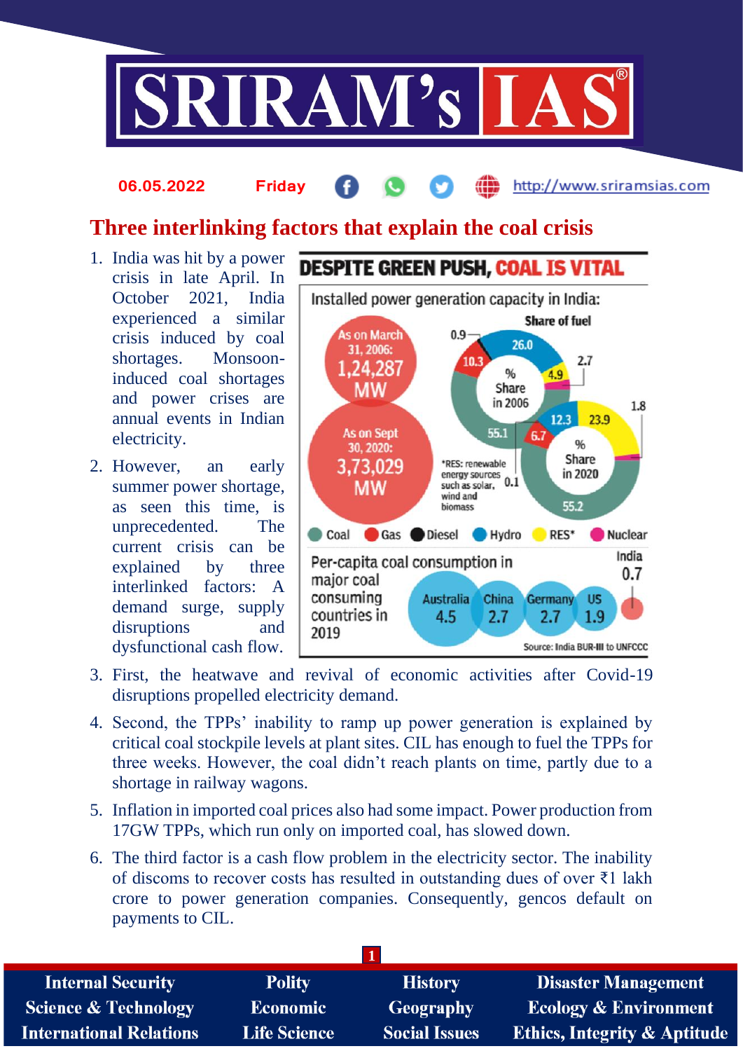06.05.2022 Friday http://www.sriramsias.com

# Three interlinking factors that explain the coal crisis

1. India was hit by a power crisis in late April. In October 2021, India experienced a similar crisis induced by coal shortages. Monsoon-induced coal shortages and power crises are annual events in Indian electricity.
2. However, an early summer power shortage, as seen this time, is unprecedented. The current crisis can be explained by three interlinked factors: A demand surge, supply disruptions and dysfunctional cash flow.

**DESPITE GREEN PUSH, COAL IS VITAL**

Installed power generation capacity in India:

- As on March 31, 2006: 1,24,287 MW
- As on Sept 30, 2020: 3,73,029 MW

Share of fuel

| Fuel | % Share in 2006 | % Share in 2020 |
|---|---|---|
| Coal | 55.1 | 55.2 |
| Gas | 10.3 | 6.7 |
| Diesel | 0.9 | 0.1 |
| Hydro | 26.0 | 12.3 |
| RES* | 4.9 | 23.9 |
| Nuclear | 2.7 | 1.8 |

*RES: renewable energy sources such as solar, wind and biomass

Per-capita coal consumption in major coal consuming countries in 2019

| Australia | China | Germany | US | India |
|---|---|---|---|---|
| 4.5 | 2.7 | 2.7 | 1.9 | 0.7 |

Source: India BUR-III to UNFCCC

3. First, the heatwave and revival of economic activities after Covid-19 disruptions propelled electricity demand.
4. Second, the TPPs' inability to ramp up power generation is explained by critical coal stockpile levels at plant sites. CIL has enough to fuel the TPPs for three weeks. However, the coal didn't reach plants on time, partly due to a shortage in railway wagons.
5. Inflation in imported coal prices also had some impact. Power production from 17GW TPPs, which run only on imported coal, has slowed down.
6. The third factor is a cash flow problem in the electricity sector. The inability of discoms to recover costs has resulted in outstanding dues of over ₹1 lakh crore to power generation companies. Consequently, gencos default on payments to CIL.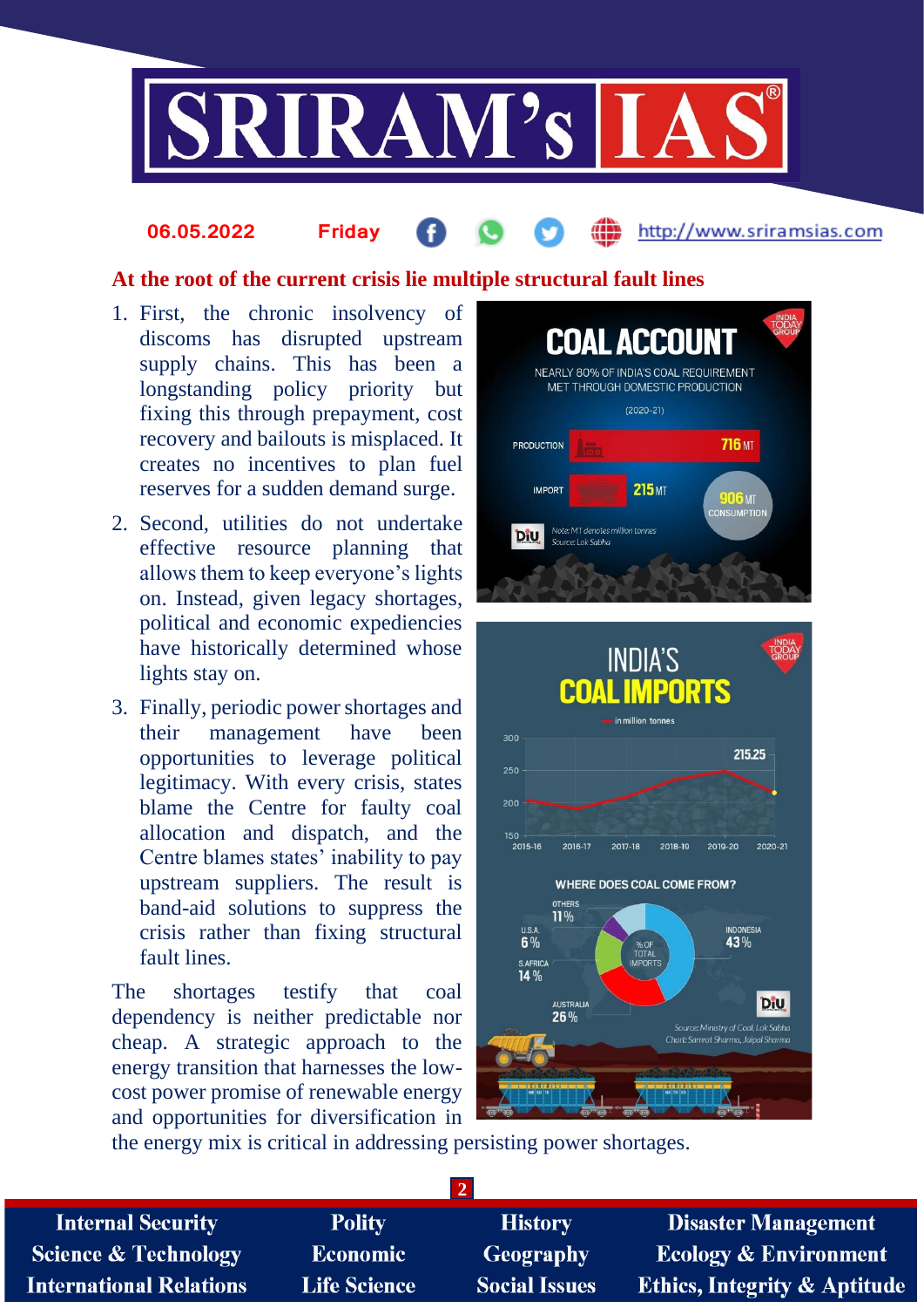## At the root of the current crisis lie multiple structural fault lines

1. First, the chronic insolvency of discoms has disrupted upstream supply chains. This has been a longstanding policy priority but fixing this through prepayment, cost recovery and bailouts is misplaced. It creates no incentives to plan fuel reserves for a sudden demand surge.
2. Second, utilities do not undertake effective resource planning that allows them to keep everyone's lights on. Instead, given legacy shortages, political and economic expediencies have historically determined whose lights stay on.
3. Finally, periodic power shortages and their management have been opportunities to leverage political legitimacy. With every crisis, states blame the Centre for faulty coal allocation and dispatch, and the Centre blames states' inability to pay upstream suppliers. The result is band-aid solutions to suppress the crisis rather than fixing structural fault lines.

The shortages testify that coal dependency is neither predictable nor cheap. A strategic approach to the energy transition that harnesses the low-cost power promise of renewable energy and opportunities for diversification in the energy mix is critical in addressing persisting power shortages.

**COAL ACCOUNT**

NEARLY 80% OF INDIA'S COAL REQUIREMENT MET THROUGH DOMESTIC PRODUCTION (2020-21)

| | |
|---|---|
| PRODUCTION | 716 MT |
| IMPORT | 215 MT |
| CONSUMPTION | 906 MT |

Note: MT denotes million tonnes. Source: Lok Sabha

**INDIA'S COAL IMPORTS** (in million tonnes)

2015-16 to 2020-21; peak 215.25

**WHERE DOES COAL COME FROM?** (% of total imports)

| Country | Share |
|---|---|
| Indonesia | 43% |
| Australia | 26% |
| S.Africa | 14% |
| Others | 11% |
| U.S.A. | 6% |

Source: Ministry of Coal, Lok Sabha. Chart: Samrat Sharma, Jaipal Sharma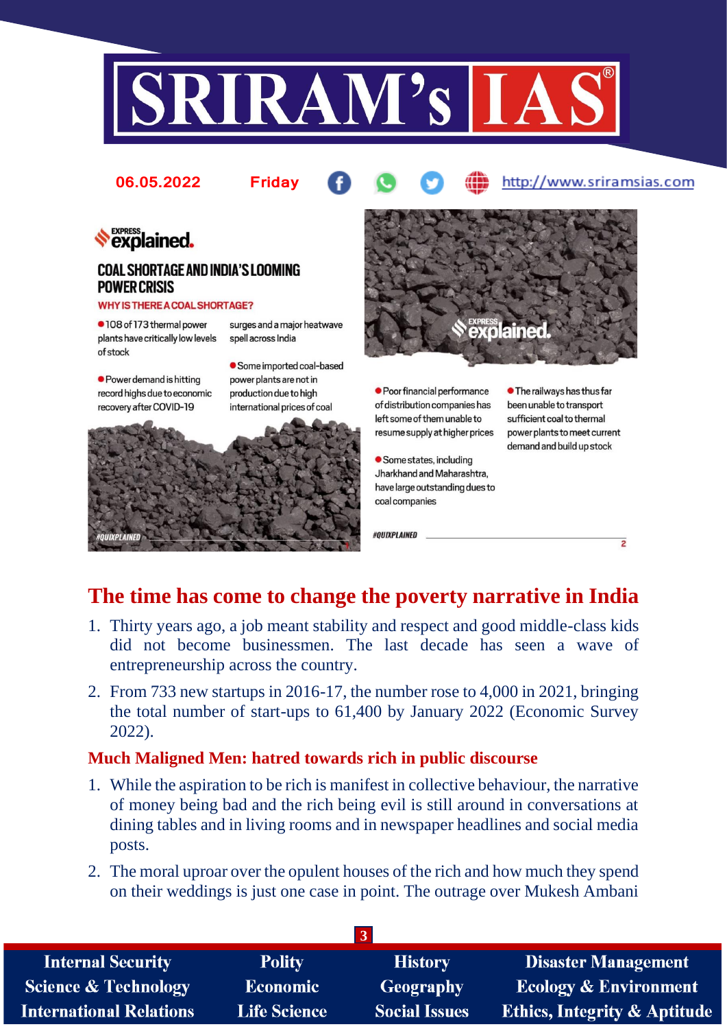**Express explained.**

## COAL SHORTAGE AND INDIA'S LOOMING POWER CRISIS

**WHY IS THERE A COAL SHORTAGE?**

- 108 of 173 thermal power plants have critically low levels of stock
- Power demand is hitting record highs due to economic recovery after COVID-19 surges and a major heatwave spell across India
- Some imported coal-based power plants are not in production due to high international prices of coal

#QUIXPLAINED

- Poor financial performance of distribution companies has left some of them unable to resume supply at higher prices
- Some states, including Jharkhand and Maharashtra, have large outstanding dues to coal companies
- The railways has thus far been unable to transport sufficient coal to thermal power plants to meet current demand and build up stock

#QUIXPLAINED

## The time has come to change the poverty narrative in India

1. Thirty years ago, a job meant stability and respect and good middle-class kids did not become businessmen. The last decade has seen a wave of entrepreneurship across the country.
2. From 733 new startups in 2016-17, the number rose to 4,000 in 2021, bringing the total number of start-ups to 61,400 by January 2022 (Economic Survey 2022).

### Much Maligned Men: hatred towards rich in public discourse

1. While the aspiration to be rich is manifest in collective behaviour, the narrative of money being bad and the rich being evil is still around in conversations at dining tables and in living rooms and in newspaper headlines and social media posts.
2. The moral uproar over the opulent houses of the rich and how much they spend on their weddings is just one case in point. The outrage over Mukesh Ambani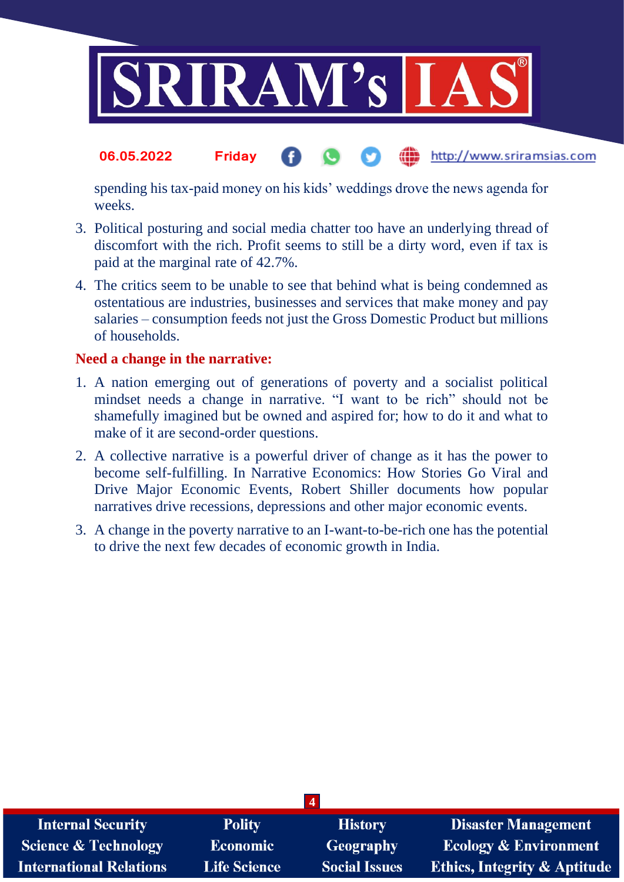spending his tax-paid money on his kids' weddings drove the news agenda for weeks.

3. Political posturing and social media chatter too have an underlying thread of discomfort with the rich. Profit seems to still be a dirty word, even if tax is paid at the marginal rate of 42.7%.
4. The critics seem to be unable to see that behind what is being condemned as ostentatious are industries, businesses and services that make money and pay salaries – consumption feeds not just the Gross Domestic Product but millions of households.

**Need a change in the narrative:**

1. A nation emerging out of generations of poverty and a socialist political mindset needs a change in narrative. "I want to be rich" should not be shamefully imagined but be owned and aspired for; how to do it and what to make of it are second-order questions.
2. A collective narrative is a powerful driver of change as it has the power to become self-fulfilling. In Narrative Economics: How Stories Go Viral and Drive Major Economic Events, Robert Shiller documents how popular narratives drive recessions, depressions and other major economic events.
3. A change in the poverty narrative to an I-want-to-be-rich one has the potential to drive the next few decades of economic growth in India.